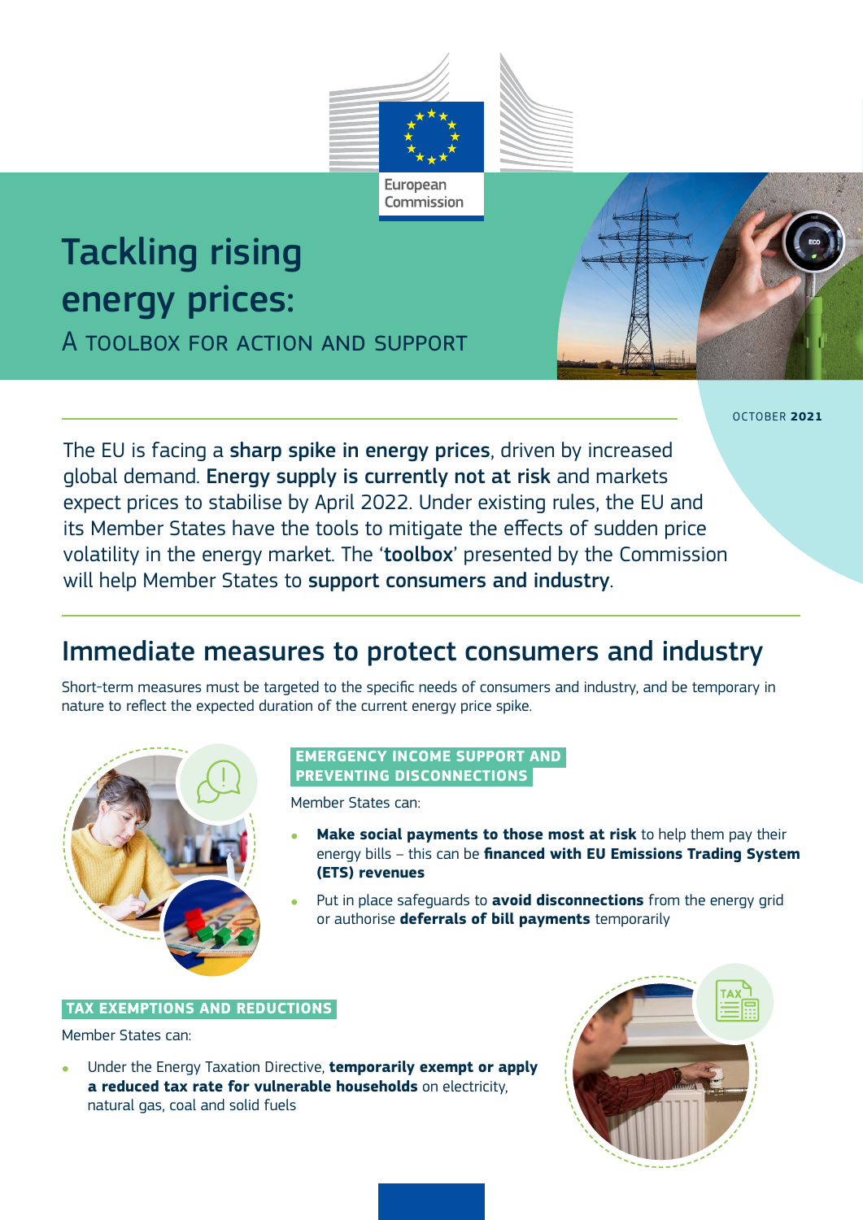European Commission

# Tackling rising energy prices:

A TOOLBOX FOR ACTION AND SUPPORT

OCTOBER **2021**

The EU is facing a **sharp spike in energy prices**, driven by increased global demand. **Energy supply is currently not at risk** and markets expect prices to stabilise by April 2022. Under existing rules, the EU and its Member States have the tools to mitigate the effects of sudden price volatility in the energy market. The '**toolbox**' presented by the Commission will help Member States to **support consumers and industry**.

## Immediate measures to protect consumers and industry

Short-term measures must be targeted to the specific needs of consumers and industry, and be temporary in nature to reflect the expected duration of the current energy price spike.

### EMERGENCY INCOME SUPPORT AND PREVENTING DISCONNECTIONS

Member States can:

- **Make social payments to those most at risk** to help them pay their energy bills – this can be **financed with EU Emissions Trading System (ETS) revenues**
- Put in place safeguards to **avoid disconnections** from the energy grid or authorise **deferrals of bill payments** temporarily

### TAX EXEMPTIONS AND REDUCTIONS

Member States can:

- Under the Energy Taxation Directive, **temporarily exempt or apply a reduced tax rate for vulnerable households** on electricity, natural gas, coal and solid fuels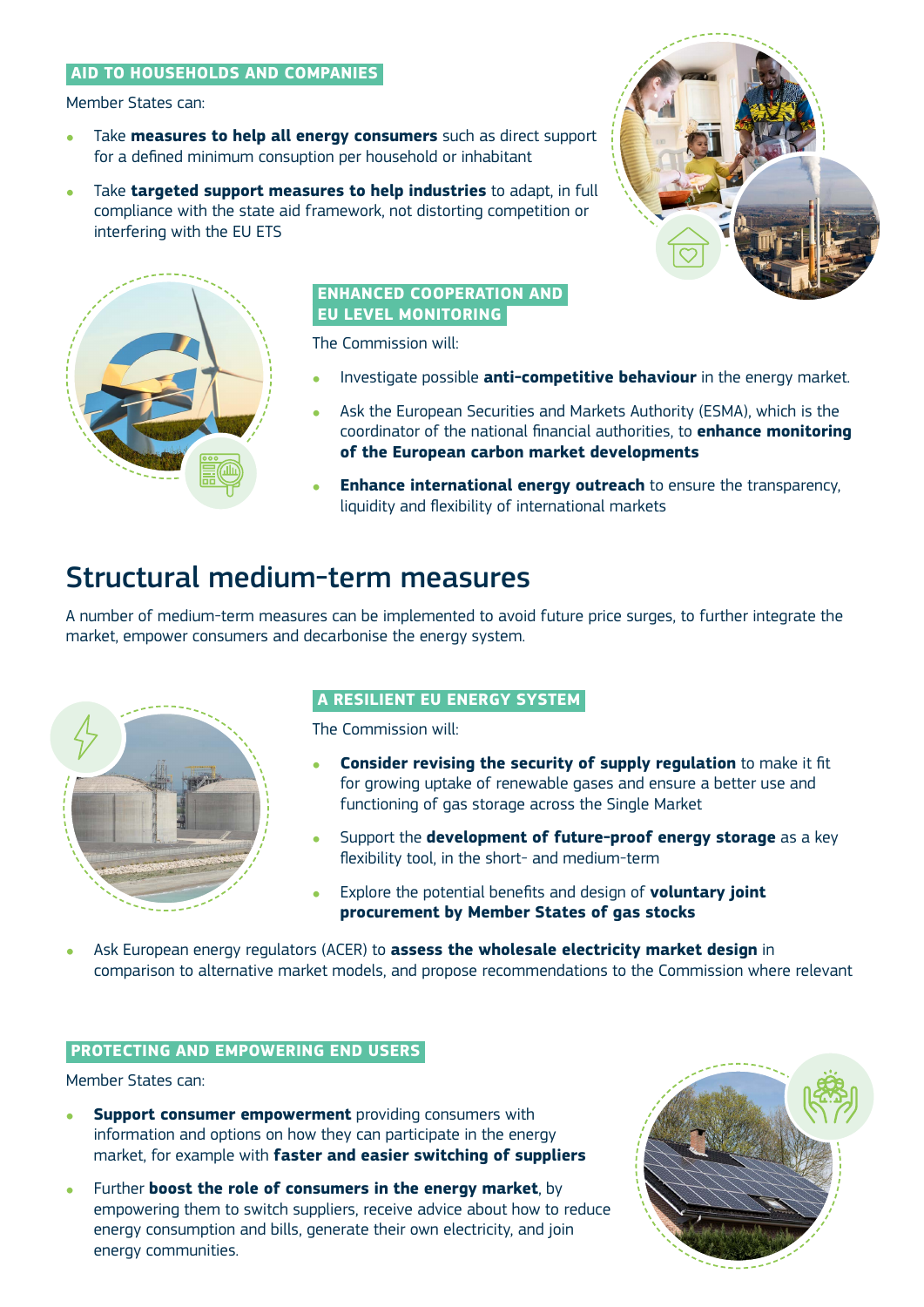### AID TO HOUSEHOLDS AND COMPANIES

Member States can:

- Take **measures to help all energy consumers** such as direct support for a defined minimum consuption per household or inhabitant
- Take **targeted support measures to help industries** to adapt, in full compliance with the state aid framework, not distorting competition or interfering with the EU ETS

### ENHANCED COOPERATION AND EU LEVEL MONITORING

The Commission will:

- Investigate possible **anti-competitive behaviour** in the energy market.
- Ask the European Securities and Markets Authority (ESMA), which is the coordinator of the national financial authorities, to **enhance monitoring of the European carbon market developments**
- **Enhance international energy outreach** to ensure the transparency, liquidity and flexibility of international markets

## Structural medium-term measures

A number of medium-term measures can be implemented to avoid future price surges, to further integrate the market, empower consumers and decarbonise the energy system.

### A RESILIENT EU ENERGY SYSTEM

The Commission will:

- **Consider revising the security of supply regulation** to make it fit for growing uptake of renewable gases and ensure a better use and functioning of gas storage across the Single Market
- Support the **development of future-proof energy storage** as a key flexibility tool, in the short- and medium-term
- Explore the potential benefits and design of **voluntary joint procurement by Member States of gas stocks**
- Ask European energy regulators (ACER) to **assess the wholesale electricity market design** in comparison to alternative market models, and propose recommendations to the Commission where relevant

### PROTECTING AND EMPOWERING END USERS

Member States can:

- **Support consumer empowerment** providing consumers with information and options on how they can participate in the energy market, for example with **faster and easier switching of suppliers**
- Further **boost the role of consumers in the energy market**, by empowering them to switch suppliers, receive advice about how to reduce energy consumption and bills, generate their own electricity, and join energy communities.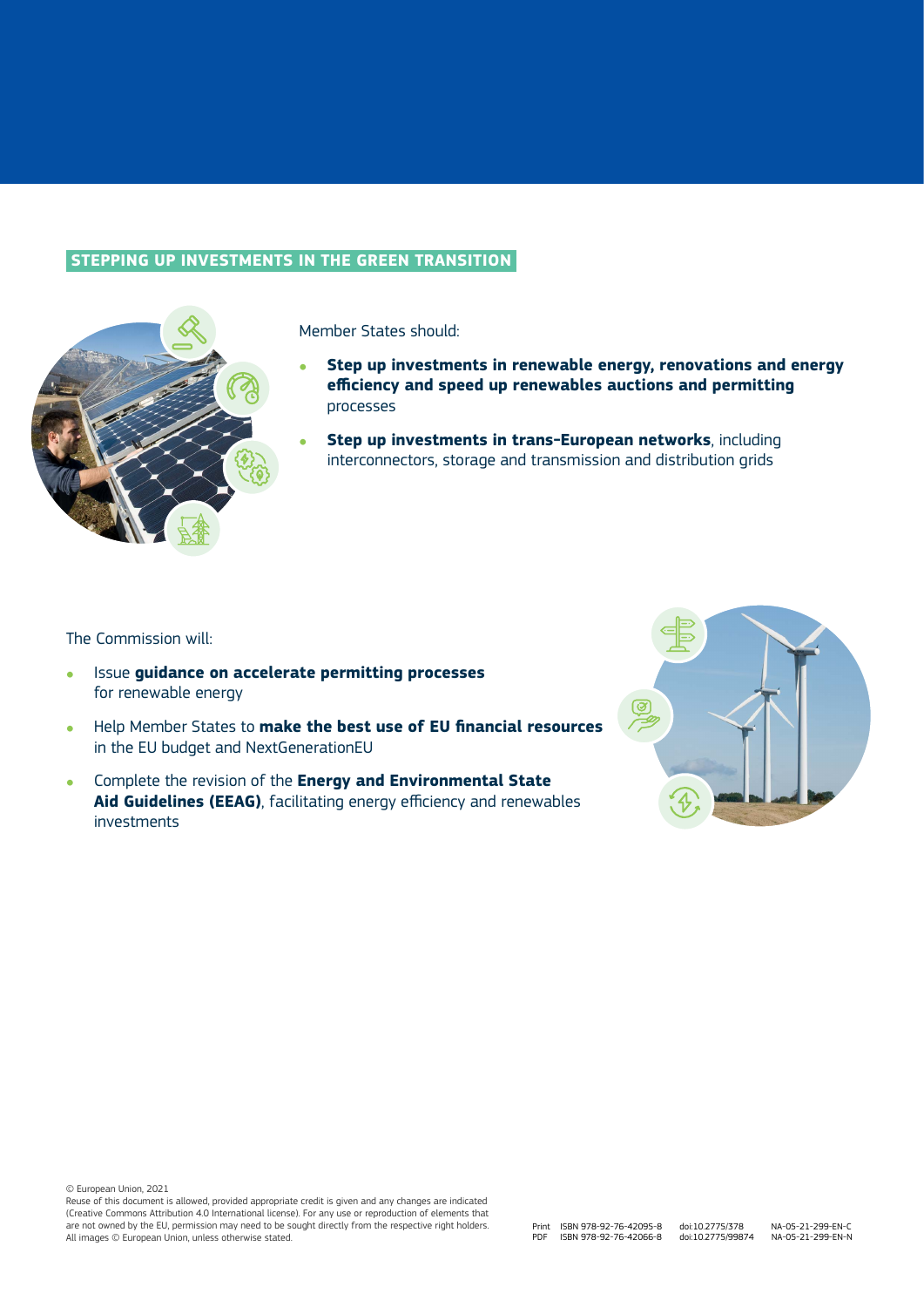## STEPPING UP INVESTMENTS IN THE GREEN TRANSITION

Member States should:

- **Step up investments in renewable energy, renovations and energy efficiency and speed up renewables auctions and permitting** processes
- **Step up investments in trans-European networks**, including interconnectors, storage and transmission and distribution grids

The Commission will:

- Issue **guidance on accelerate permitting processes** for renewable energy
- Help Member States to **make the best use of EU financial resources** in the EU budget and NextGenerationEU
- Complete the revision of the **Energy and Environmental State Aid Guidelines (EEAG)**, facilitating energy efficiency and renewables investments

© European Union, 2021
Reuse of this document is allowed, provided appropriate credit is given and any changes are indicated (Creative Commons Attribution 4.0 International license). For any use or reproduction of elements that are not owned by the EU, permission may need to be sought directly from the respective right holders. All images © European Union, unless otherwise stated.

| | | | |
|---|---|---|---|
| Print | ISBN 978-92-76-42095-8 | doi:10.2775/378 | NA-05-21-299-EN-C |
| PDF | ISBN 978-92-76-42066-8 | doi:10.2775/99874 | NA-05-21-299-EN-N |